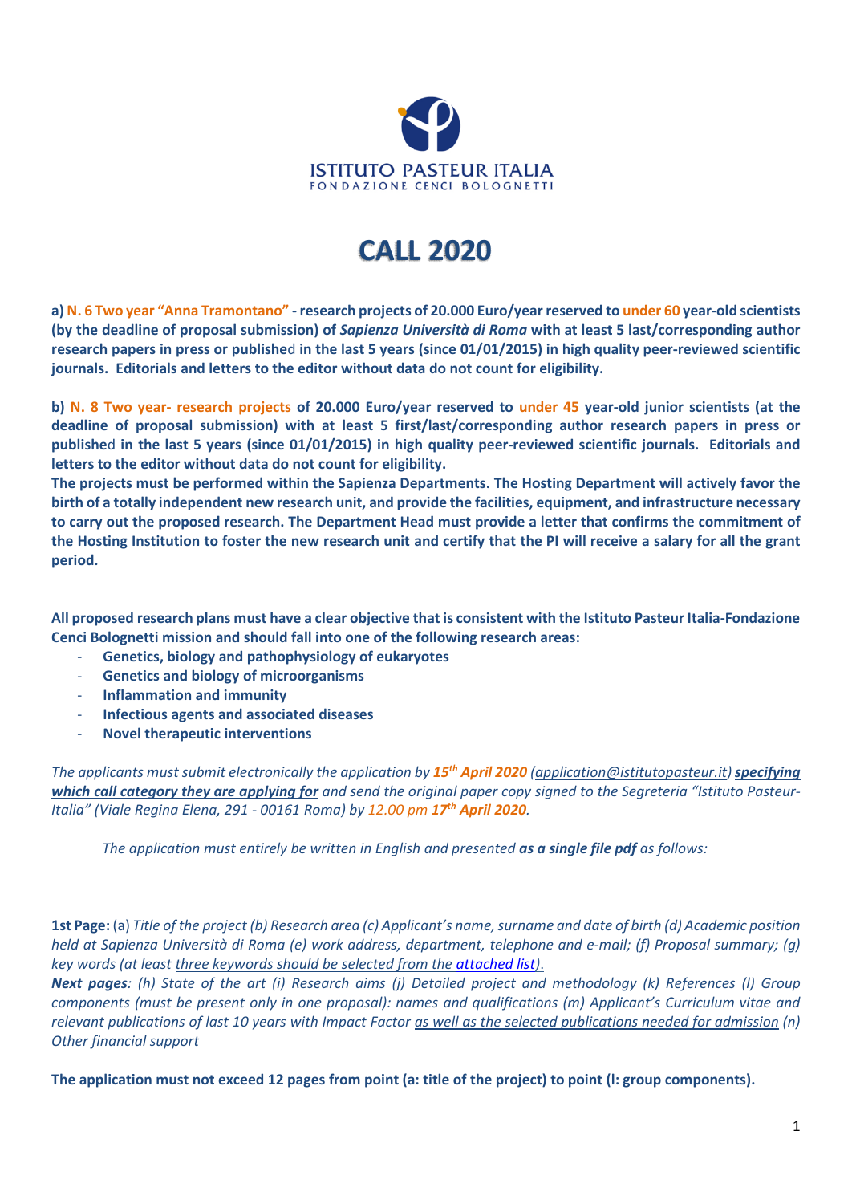ISTITUTO PASTEUR ITALIA
FONDAZIONE CENCI BOLOGNETTI

# CALL 2020

**a) N. 6 Two year "Anna Tramontano" - research projects of 20.000 Euro/year reserved to under 60 year-old scientists (by the deadline of proposal submission) of *Sapienza Università di Roma* with at least 5 last/corresponding author research papers in press or published in the last 5 years (since 01/01/2015) in high quality peer-reviewed scientific journals. Editorials and letters to the editor without data do not count for eligibility.**

**b) N. 8 Two year- research projects of 20.000 Euro/year reserved to under 45 year-old junior scientists (at the deadline of proposal submission) with at least 5 first/last/corresponding author research papers in press or published in the last 5 years (since 01/01/2015) in high quality peer-reviewed scientific journals. Editorials and letters to the editor without data do not count for eligibility.**

**The projects must be performed within the Sapienza Departments. The Hosting Department will actively favor the birth of a totally independent new research unit, and provide the facilities, equipment, and infrastructure necessary to carry out the proposed research. The Department Head must provide a letter that confirms the commitment of the Hosting Institution to foster the new research unit and certify that the PI will receive a salary for all the grant period.**

**All proposed research plans must have a clear objective that is consistent with the Istituto Pasteur Italia-Fondazione Cenci Bolognetti mission and should fall into one of the following research areas:**

- **Genetics, biology and pathophysiology of eukaryotes**
- **Genetics and biology of microorganisms**
- **Inflammation and immunity**
- **Infectious agents and associated diseases**
- **Novel therapeutic interventions**

*The applicants must submit electronically the application by **15th April 2020** (application@istitutopasteur.it) **specifying which call category they are applying for** and send the original paper copy signed to the Segreteria "Istituto Pasteur-Italia" (Viale Regina Elena, 291 - 00161 Roma) by 12.00 pm **17th April 2020**.*

*The application must entirely be written in English and presented **as a single file pdf** as follows:*

**1st Page:** (a) *Title of the project (b) Research area (c) Applicant's name, surname and date of birth (d) Academic position held at Sapienza Università di Roma (e) work address, department, telephone and e-mail; (f) Proposal summary; (g) key words (at least three keywords should be selected from the attached list).*

***Next pages**: (h) State of the art (i) Research aims (j) Detailed project and methodology (k) References (l) Group components (must be present only in one proposal): names and qualifications (m) Applicant's Curriculum vitae and relevant publications of last 10 years with Impact Factor as well as the selected publications needed for admission (n) Other financial support*

**The application must not exceed 12 pages from point (a: title of the project) to point (l: group components).**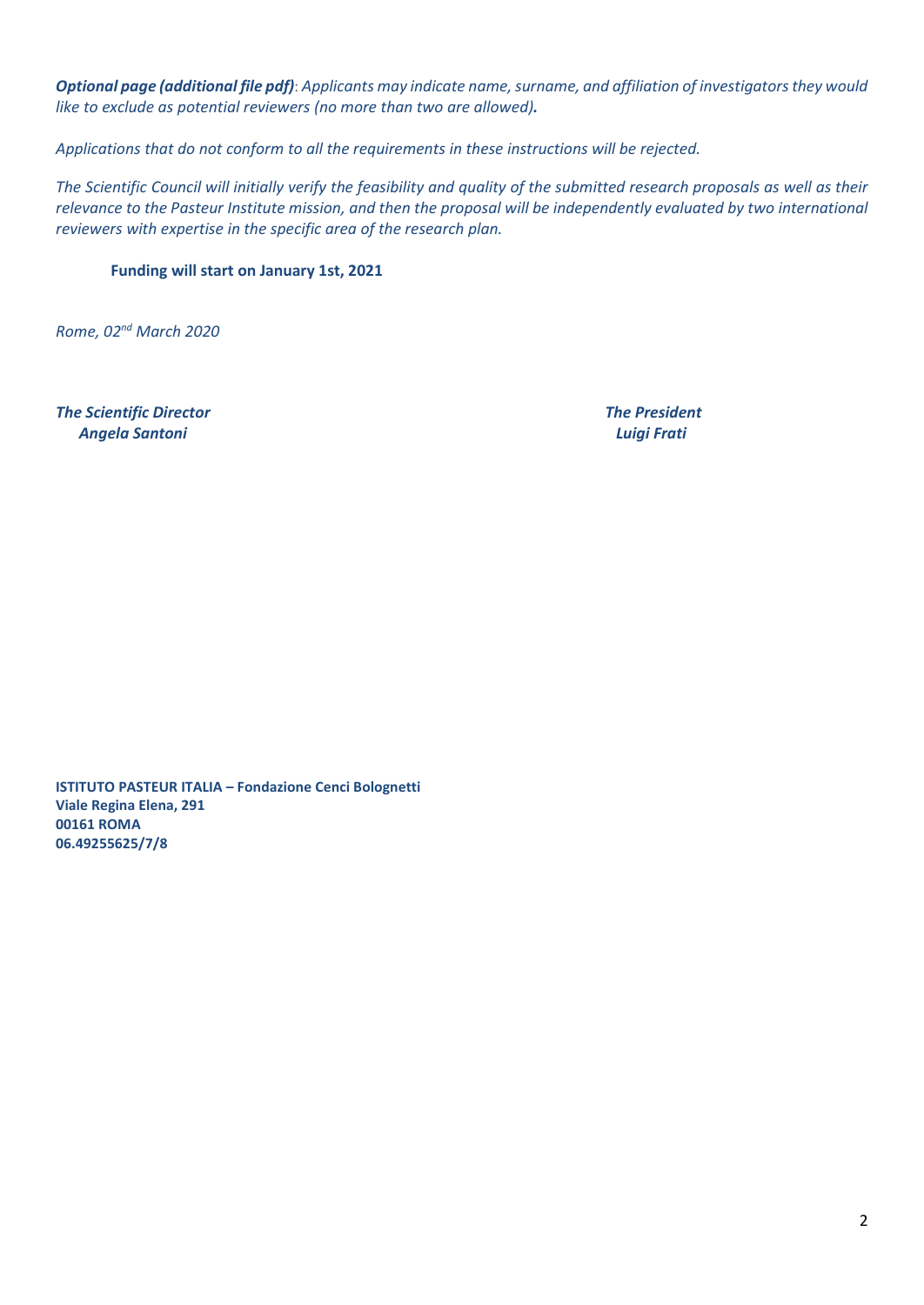***Optional page (additional file pdf)**: Applicants may indicate name, surname, and affiliation of investigators they would like to exclude as potential reviewers (no more than two are allowed).*

*Applications that do not conform to all the requirements in these instructions will be rejected.*

*The Scientific Council will initially verify the feasibility and quality of the submitted research proposals as well as their relevance to the Pasteur Institute mission, and then the proposal will be independently evaluated by two international reviewers with expertise in the specific area of the research plan.*

**Funding will start on January 1st, 2021**

*Rome, 02nd March 2020*

***The Scientific Director***
***Angela Santoni***

***The President***
***Luigi Frati***

**ISTITUTO PASTEUR ITALIA – Fondazione Cenci Bolognetti**
**Viale Regina Elena, 291**
**00161 ROMA**
**06.49255625/7/8**